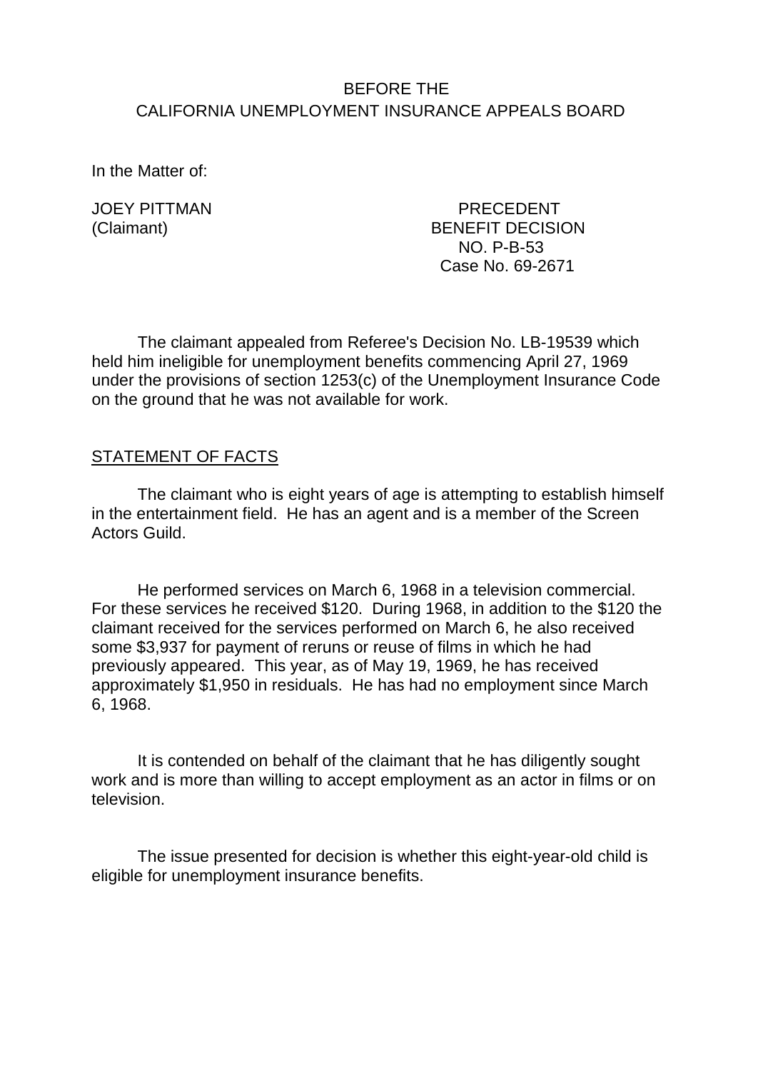BEFORE THE
CALIFORNIA UNEMPLOYMENT INSURANCE APPEALS BOARD

In the Matter of:

JOEY PITTMAN
(Claimant)

PRECEDENT
BENEFIT DECISION
NO. P-B-53
Case No. 69-2671

The claimant appealed from Referee's Decision No. LB-19539 which held him ineligible for unemployment benefits commencing April 27, 1969 under the provisions of section 1253(c) of the Unemployment Insurance Code on the ground that he was not available for work.

STATEMENT OF FACTS

The claimant who is eight years of age is attempting to establish himself in the entertainment field. He has an agent and is a member of the Screen Actors Guild.

He performed services on March 6, 1968 in a television commercial. For these services he received $120. During 1968, in addition to the $120 the claimant received for the services performed on March 6, he also received some $3,937 for payment of reruns or reuse of films in which he had previously appeared. This year, as of May 19, 1969, he has received approximately $1,950 in residuals. He has had no employment since March 6, 1968.

It is contended on behalf of the claimant that he has diligently sought work and is more than willing to accept employment as an actor in films or on television.

The issue presented for decision is whether this eight-year-old child is eligible for unemployment insurance benefits.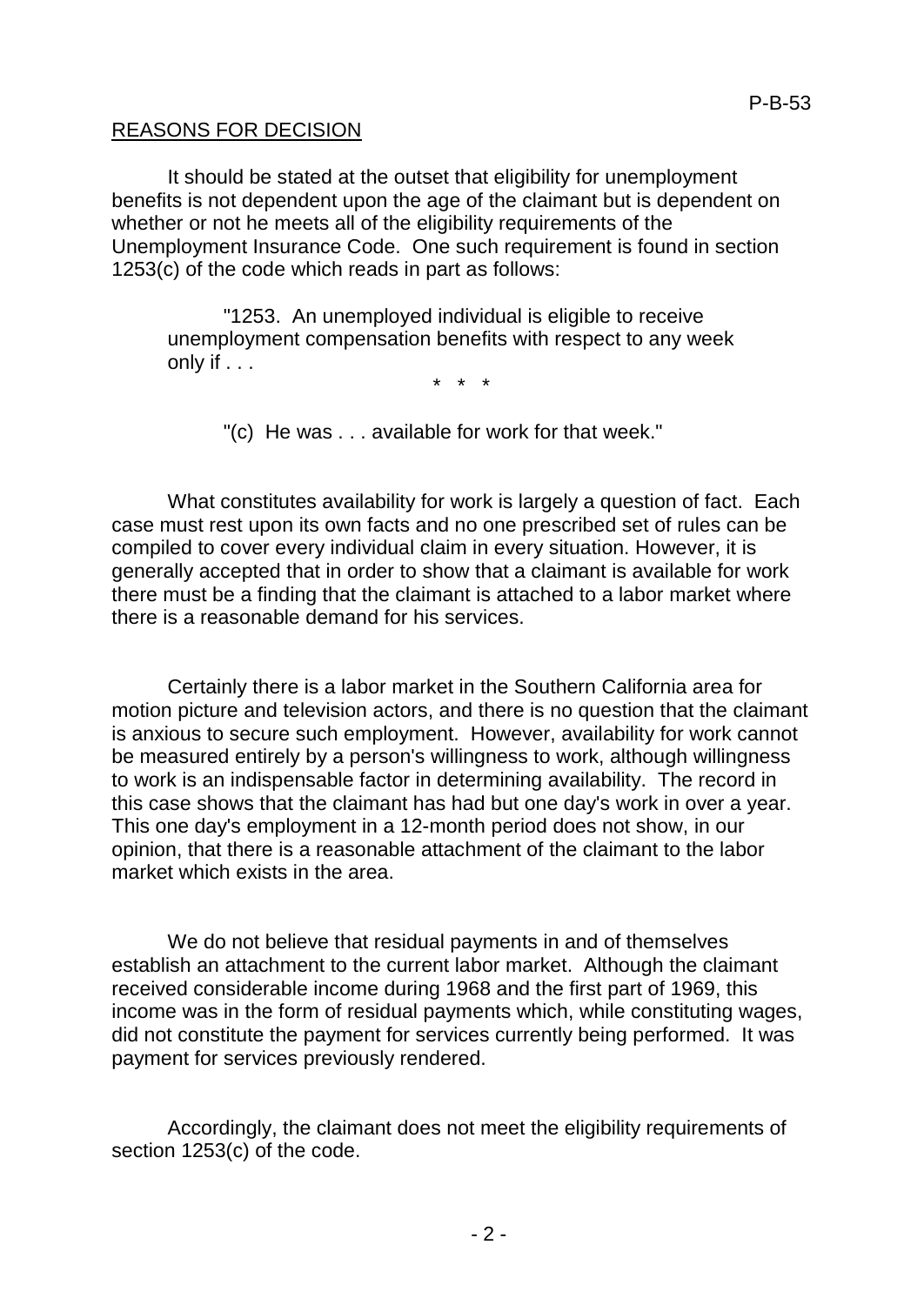REASONS FOR DECISION

It should be stated at the outset that eligibility for unemployment benefits is not dependent upon the age of the claimant but is dependent on whether or not he meets all of the eligibility requirements of the Unemployment Insurance Code. One such requirement is found in section 1253(c) of the code which reads in part as follows:

> "1253. An unemployed individual is eligible to receive unemployment compensation benefits with respect to any week only if . . .
>
> \* \* \*
>
> "(c) He was . . . available for work for that week."

What constitutes availability for work is largely a question of fact. Each case must rest upon its own facts and no one prescribed set of rules can be compiled to cover every individual claim in every situation. However, it is generally accepted that in order to show that a claimant is available for work there must be a finding that the claimant is attached to a labor market where there is a reasonable demand for his services.

Certainly there is a labor market in the Southern California area for motion picture and television actors, and there is no question that the claimant is anxious to secure such employment. However, availability for work cannot be measured entirely by a person's willingness to work, although willingness to work is an indispensable factor in determining availability. The record in this case shows that the claimant has had but one day's work in over a year. This one day's employment in a 12-month period does not show, in our opinion, that there is a reasonable attachment of the claimant to the labor market which exists in the area.

We do not believe that residual payments in and of themselves establish an attachment to the current labor market. Although the claimant received considerable income during 1968 and the first part of 1969, this income was in the form of residual payments which, while constituting wages, did not constitute the payment for services currently being performed. It was payment for services previously rendered.

Accordingly, the claimant does not meet the eligibility requirements of section 1253(c) of the code.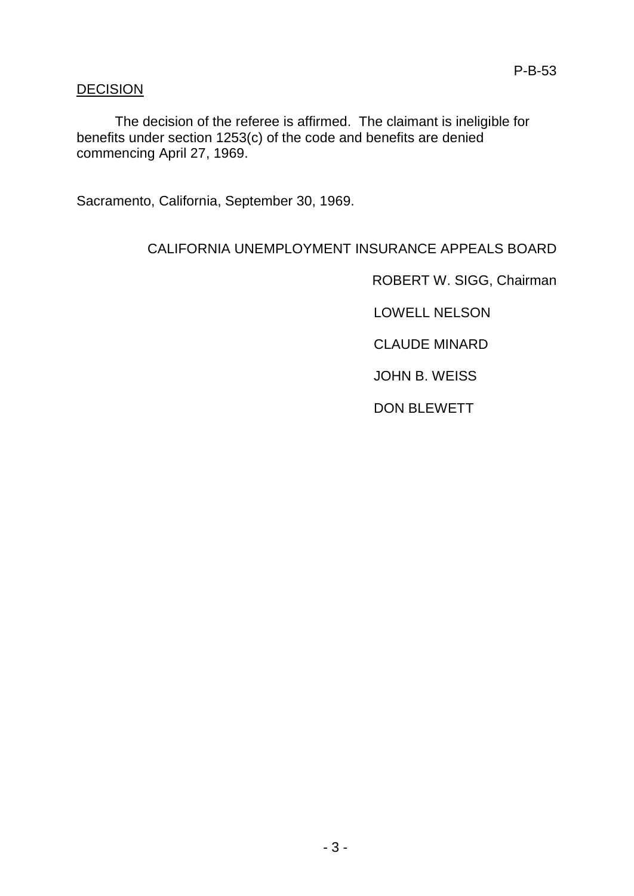## DECISION

The decision of the referee is affirmed. The claimant is ineligible for benefits under section 1253(c) of the code and benefits are denied commencing April 27, 1969.

Sacramento, California, September 30, 1969.

CALIFORNIA UNEMPLOYMENT INSURANCE APPEALS BOARD

ROBERT W. SIGG, Chairman

LOWELL NELSON

CLAUDE MINARD

JOHN B. WEISS

DON BLEWETT